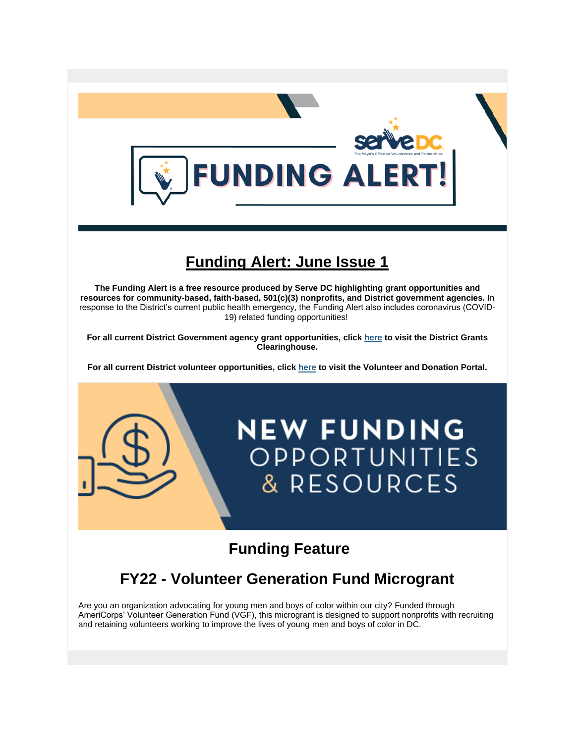# FUNDING ALERT!

## Funding Alert: June Issue 1

**The Funding Alert is a free resource produced by Serve DC highlighting grant opportunities and resources for community-based, faith-based, 501(c)(3) nonprofits, and District government agencies.** In response to the District's current public health emergency, the Funding Alert also includes coronavirus (COVID-19) related funding opportunities!

**For all current District Government agency grant opportunities, click here to visit the District Grants Clearinghouse.**

**For all current District volunteer opportunities, click here to visit the Volunteer and Donation Portal.**

# NEW FUNDING OPPORTUNITIES & RESOURCES

## Funding Feature

## FY22 - Volunteer Generation Fund Microgrant

Are you an organization advocating for young men and boys of color within our city? Funded through AmeriCorps' Volunteer Generation Fund (VGF), this microgrant is designed to support nonprofits with recruiting and retaining volunteers working to improve the lives of young men and boys of color in DC.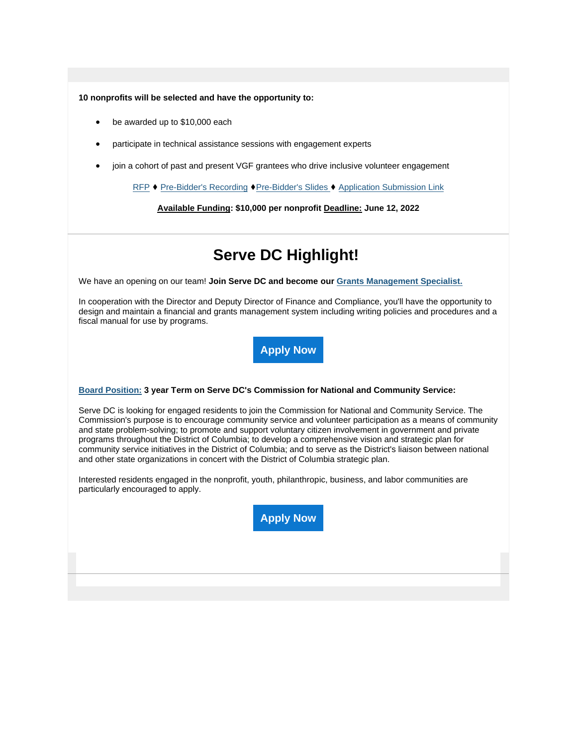**10 nonprofits will be selected and have the opportunity to:**

- be awarded up to $10,000 each
- participate in technical assistance sessions with engagement experts
- join a cohort of past and present VGF grantees who drive inclusive volunteer engagement

RFP ♦ Pre-Bidder's Recording ♦Pre-Bidder's Slides ♦ Application Submission Link

**Available Funding: $10,000 per nonprofit Deadline: June 12, 2022**

# Serve DC Highlight!

We have an opening on our team! **Join Serve DC and become our Grants Management Specialist.**

In cooperation with the Director and Deputy Director of Finance and Compliance, you'll have the opportunity to design and maintain a financial and grants management system including writing policies and procedures and a fiscal manual for use by programs.

Apply Now

**Board Position: 3 year Term on Serve DC's Commission for National and Community Service:**

Serve DC is looking for engaged residents to join the Commission for National and Community Service. The Commission's purpose is to encourage community service and volunteer participation as a means of community and state problem-solving; to promote and support voluntary citizen involvement in government and private programs throughout the District of Columbia; to develop a comprehensive vision and strategic plan for community service initiatives in the District of Columbia; and to serve as the District's liaison between national and other state organizations in concert with the District of Columbia strategic plan.

Interested residents engaged in the nonprofit, youth, philanthropic, business, and labor communities are particularly encouraged to apply.

Apply Now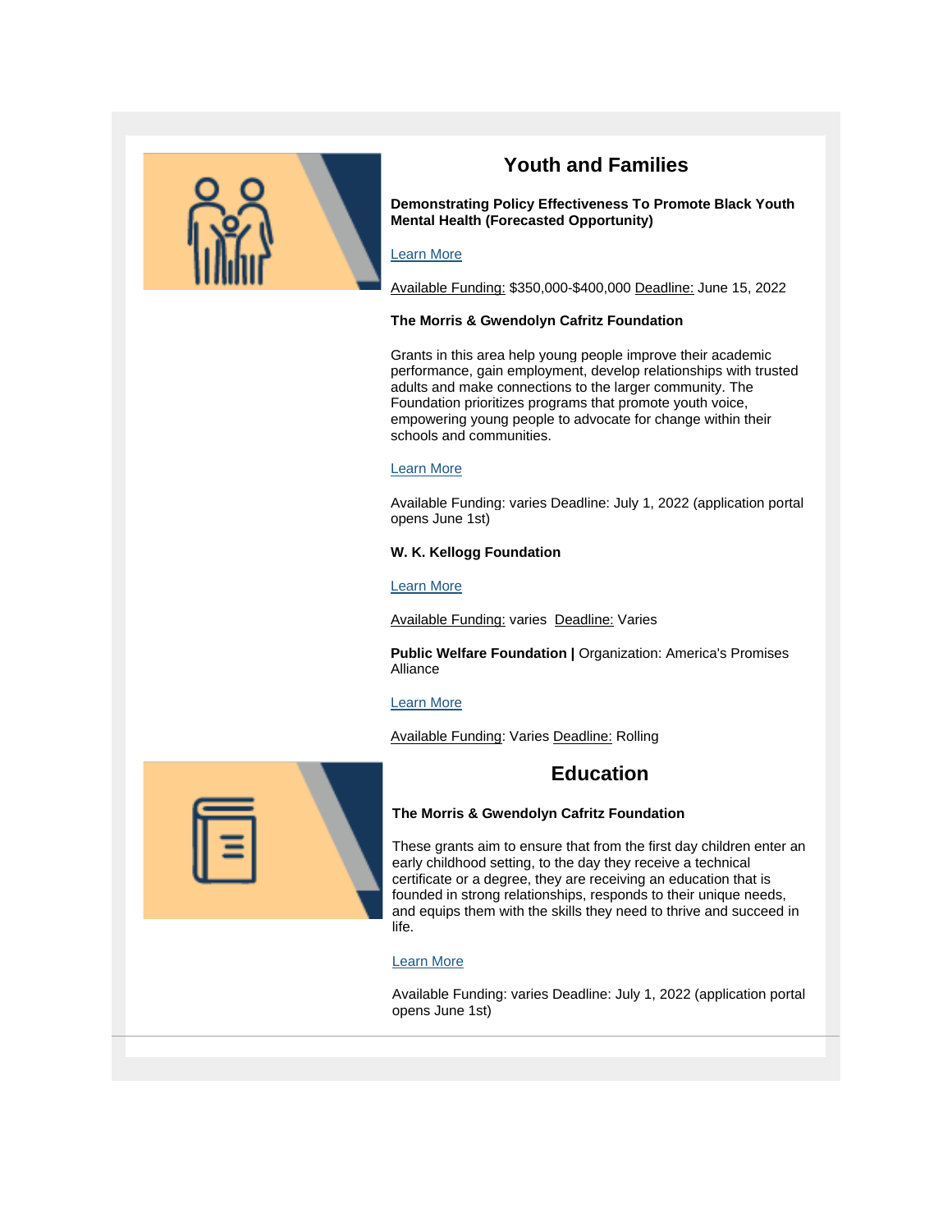## Youth and Families

**Demonstrating Policy Effectiveness To Promote Black Youth Mental Health (Forecasted Opportunity)**

Learn More

Available Funding: $350,000-$400,000 Deadline: June 15, 2022

**The Morris & Gwendolyn Cafritz Foundation**

Grants in this area help young people improve their academic performance, gain employment, develop relationships with trusted adults and make connections to the larger community. The Foundation prioritizes programs that promote youth voice, empowering young people to advocate for change within their schools and communities.

Learn More

Available Funding: varies Deadline: July 1, 2022 (application portal opens June 1st)

**W. K. Kellogg Foundation**

Learn More

Available Funding: varies Deadline: Varies

**Public Welfare Foundation |** Organization: America's Promises Alliance

Learn More

Available Funding: Varies Deadline: Rolling

## Education

**The Morris & Gwendolyn Cafritz Foundation**

These grants aim to ensure that from the first day children enter an early childhood setting, to the day they receive a technical certificate or a degree, they are receiving an education that is founded in strong relationships, responds to their unique needs, and equips them with the skills they need to thrive and succeed in life.

Learn More

Available Funding: varies Deadline: July 1, 2022 (application portal opens June 1st)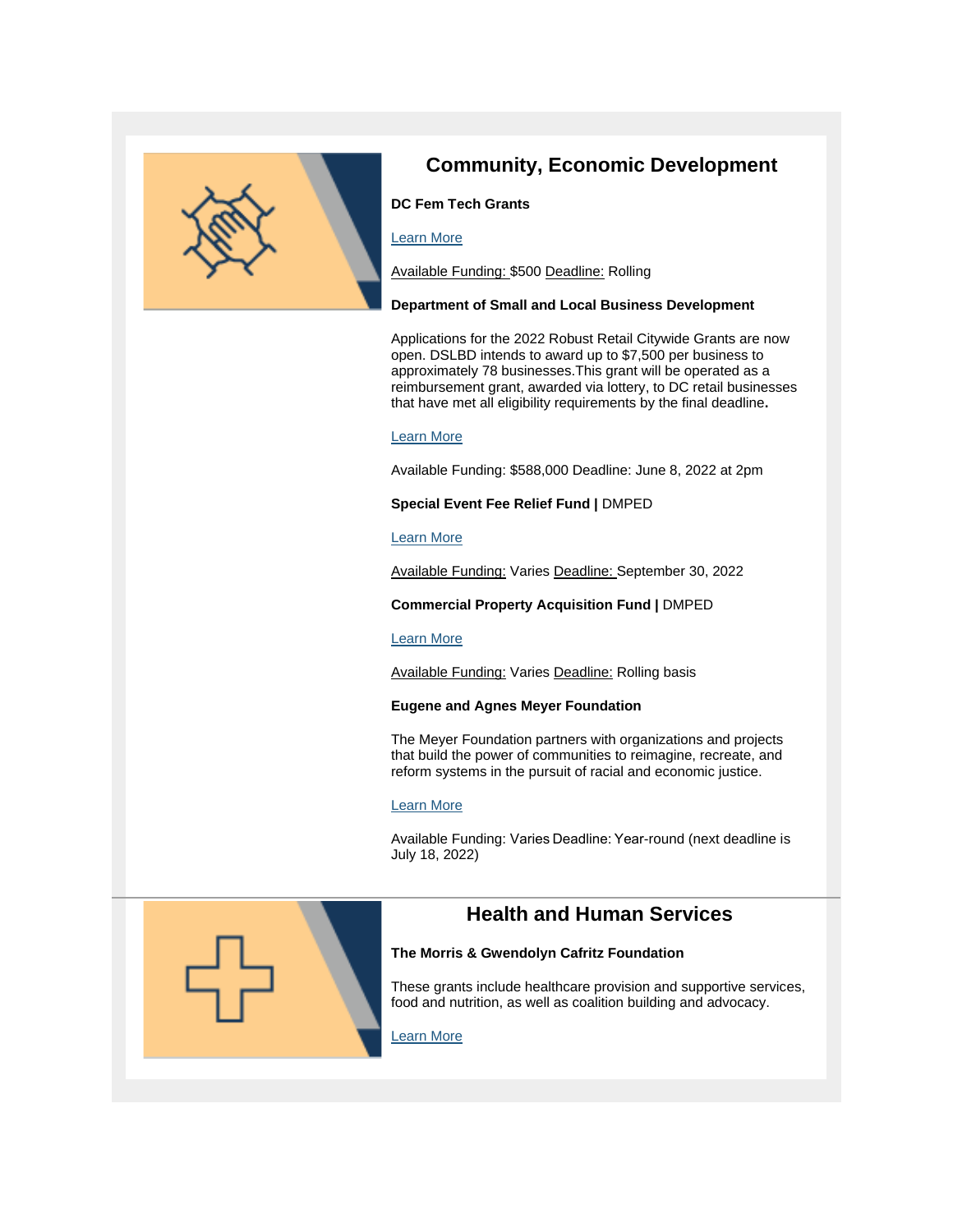## Community, Economic Development

**DC Fem Tech Grants**

Learn More

Available Funding: $500 Deadline: Rolling

**Department of Small and Local Business Development**

Applications for the 2022 Robust Retail Citywide Grants are now open. DSLBD intends to award up to $7,500 per business to approximately 78 businesses.This grant will be operated as a reimbursement grant, awarded via lottery, to DC retail businesses that have met all eligibility requirements by the final deadline**.**

Learn More

Available Funding: $588,000 Deadline: June 8, 2022 at 2pm

**Special Event Fee Relief Fund |** DMPED

Learn More

Available Funding: Varies Deadline: September 30, 2022

**Commercial Property Acquisition Fund |** DMPED

Learn More

Available Funding: Varies Deadline: Rolling basis

**Eugene and Agnes Meyer Foundation**

The Meyer Foundation partners with organizations and projects that build the power of communities to reimagine, recreate, and reform systems in the pursuit of racial and economic justice.

Learn More

Available Funding: Varies Deadline: Year-round (next deadline is July 18, 2022)

## Health and Human Services

**The Morris & Gwendolyn Cafritz Foundation**

These grants include healthcare provision and supportive services, food and nutrition, as well as coalition building and advocacy.

Learn More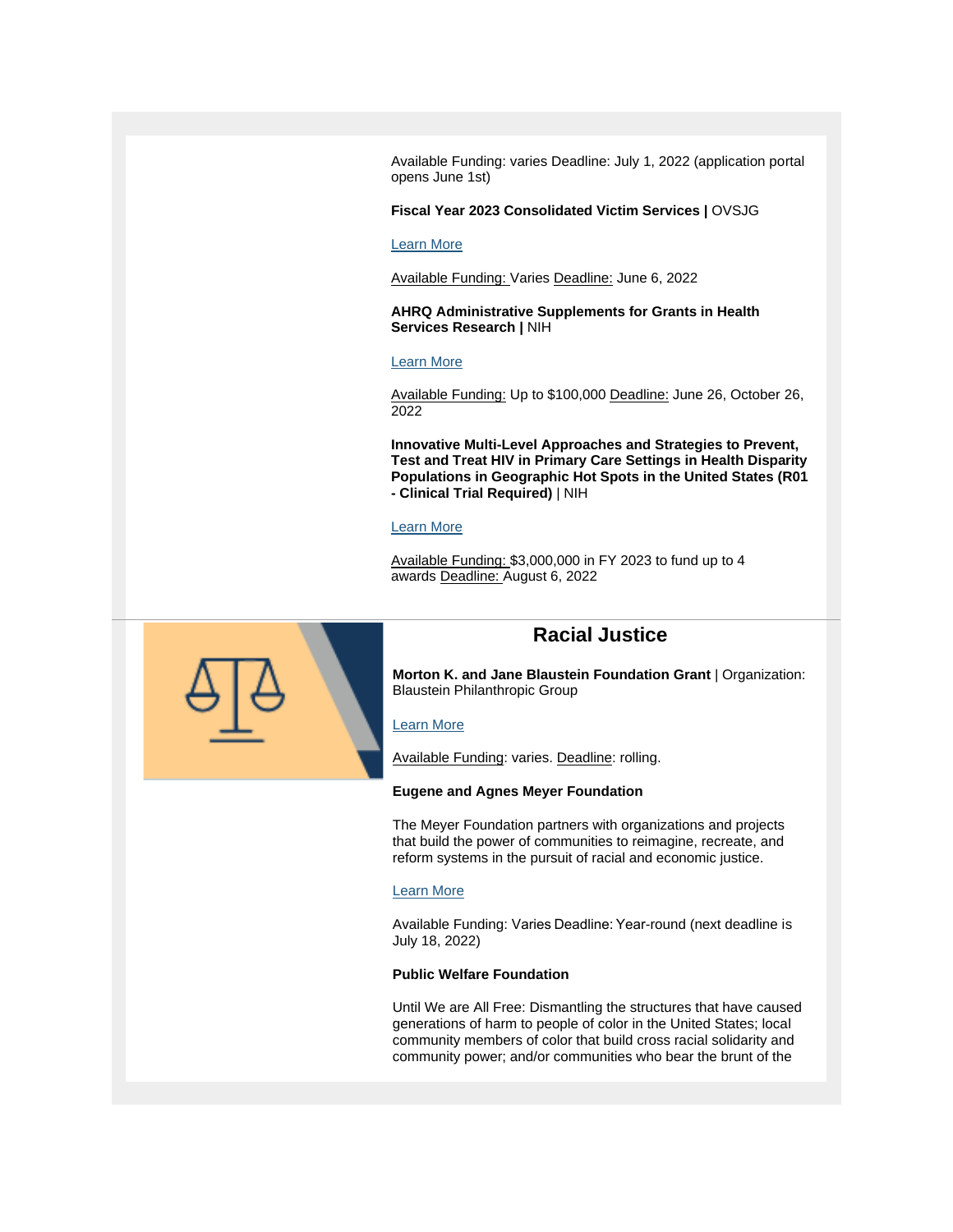Available Funding: varies Deadline: July 1, 2022 (application portal opens June 1st)

**Fiscal Year 2023 Consolidated Victim Services |** OVSJG

Learn More

Available Funding: Varies Deadline: June 6, 2022

**AHRQ Administrative Supplements for Grants in Health Services Research |** NIH

Learn More

Available Funding: Up to $100,000 Deadline: June 26, October 26, 2022

**Innovative Multi-Level Approaches and Strategies to Prevent, Test and Treat HIV in Primary Care Settings in Health Disparity Populations in Geographic Hot Spots in the United States (R01 - Clinical Trial Required)** | NIH

Learn More

Available Funding: $3,000,000 in FY 2023 to fund up to 4 awards Deadline: August 6, 2022

## Racial Justice

**Morton K. and Jane Blaustein Foundation Grant** | Organization: Blaustein Philanthropic Group

Learn More

Available Funding: varies. Deadline: rolling.

**Eugene and Agnes Meyer Foundation**

The Meyer Foundation partners with organizations and projects that build the power of communities to reimagine, recreate, and reform systems in the pursuit of racial and economic justice.

Learn More

Available Funding: Varies Deadline: Year-round (next deadline is July 18, 2022)

**Public Welfare Foundation**

Until We are All Free: Dismantling the structures that have caused generations of harm to people of color in the United States; local community members of color that build cross racial solidarity and community power; and/or communities who bear the brunt of the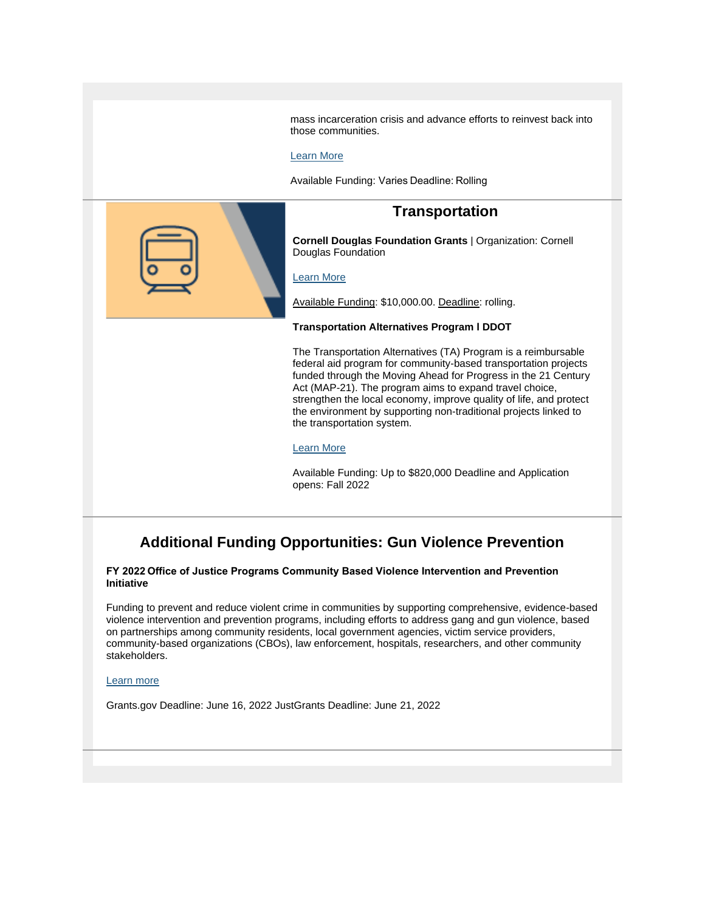mass incarceration crisis and advance efforts to reinvest back into those communities.

Learn More

Available Funding: Varies Deadline: Rolling

## Transportation

**Cornell Douglas Foundation Grants** | Organization: Cornell Douglas Foundation

Learn More

Available Funding: $10,000.00. Deadline: rolling.

**Transportation Alternatives Program I DDOT**

The Transportation Alternatives (TA) Program is a reimbursable federal aid program for community-based transportation projects funded through the Moving Ahead for Progress in the 21 Century Act (MAP-21). The program aims to expand travel choice, strengthen the local economy, improve quality of life, and protect the environment by supporting non-traditional projects linked to the transportation system.

Learn More

Available Funding: Up to $820,000 Deadline and Application opens: Fall 2022

## Additional Funding Opportunities: Gun Violence Prevention

**FY 2022 Office of Justice Programs Community Based Violence Intervention and Prevention Initiative**

Funding to prevent and reduce violent crime in communities by supporting comprehensive, evidence-based violence intervention and prevention programs, including efforts to address gang and gun violence, based on partnerships among community residents, local government agencies, victim service providers, community-based organizations (CBOs), law enforcement, hospitals, researchers, and other community stakeholders.

Learn more

Grants.gov Deadline: June 16, 2022 JustGrants Deadline: June 21, 2022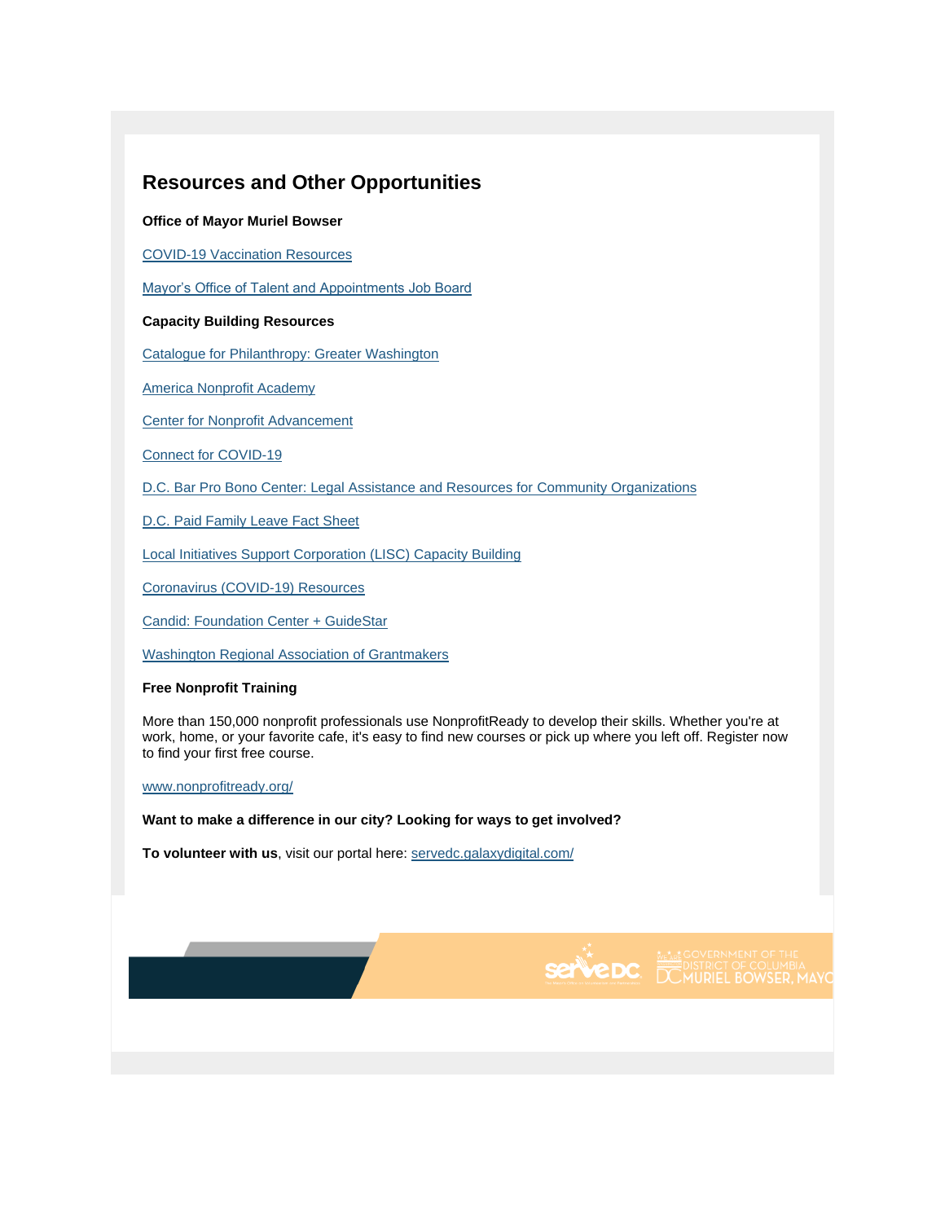## Resources and Other Opportunities

**Office of Mayor Muriel Bowser**

COVID-19 Vaccination Resources

Mayor's Office of Talent and Appointments Job Board

**Capacity Building Resources**

Catalogue for Philanthropy: Greater Washington

America Nonprofit Academy

Center for Nonprofit Advancement

Connect for COVID-19

D.C. Bar Pro Bono Center: Legal Assistance and Resources for Community Organizations

D.C. Paid Family Leave Fact Sheet

Local Initiatives Support Corporation (LISC) Capacity Building

Coronavirus (COVID-19) Resources

Candid: Foundation Center + GuideStar

Washington Regional Association of Grantmakers

**Free Nonprofit Training**

More than 150,000 nonprofit professionals use NonprofitReady to develop their skills. Whether you're at work, home, or your favorite cafe, it's easy to find new courses or pick up where you left off. Register now to find your first free course.

www.nonprofitready.org/

**Want to make a difference in our city? Looking for ways to get involved?**

**To volunteer with us**, visit our portal here: servedc.galaxydigital.com/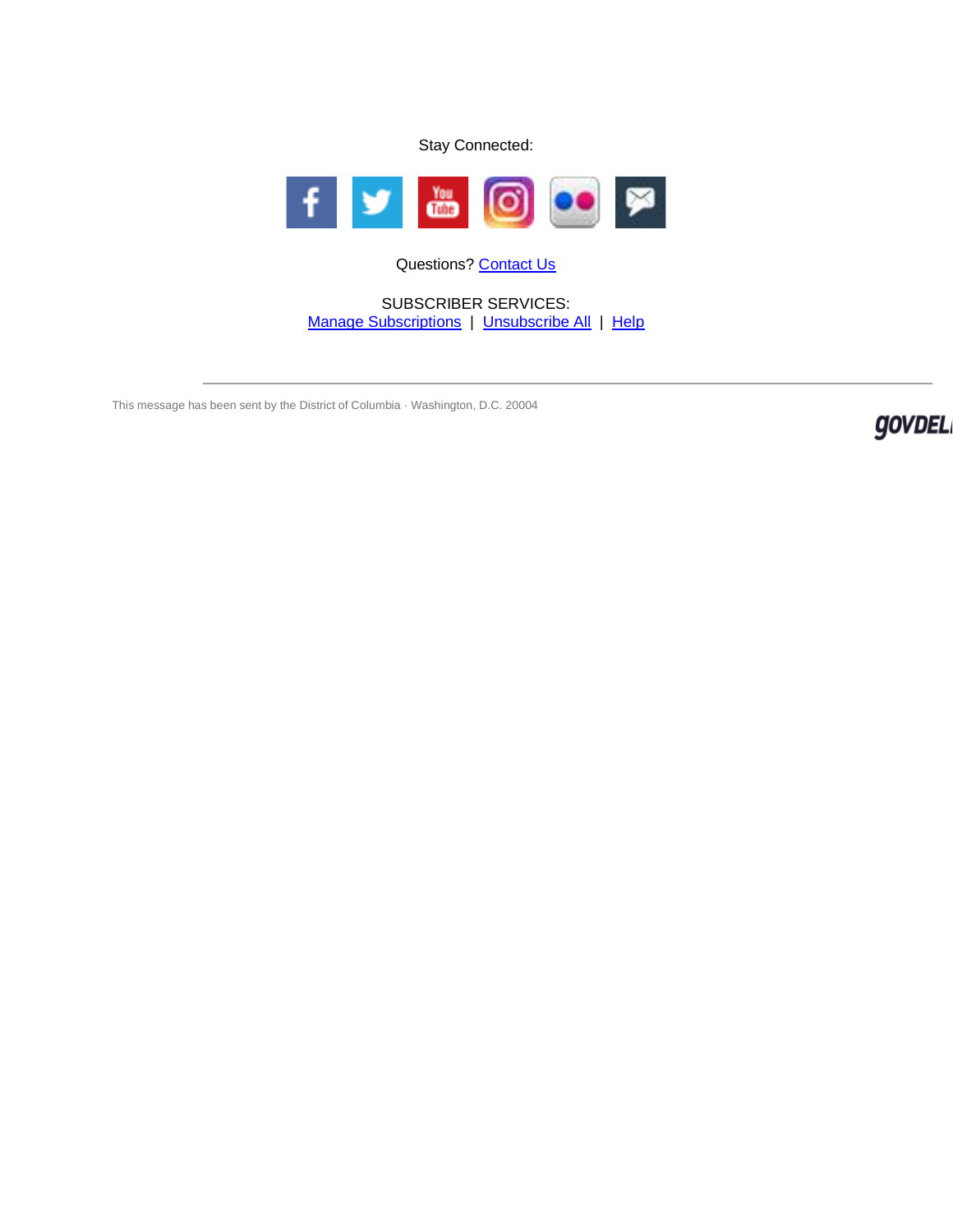Stay Connected:

Questions? Contact Us

SUBSCRIBER SERVICES:
Manage Subscriptions | Unsubscribe All | Help

---

This message has been sent by the District of Columbia · Washington, D.C. 20004

GOVDEL